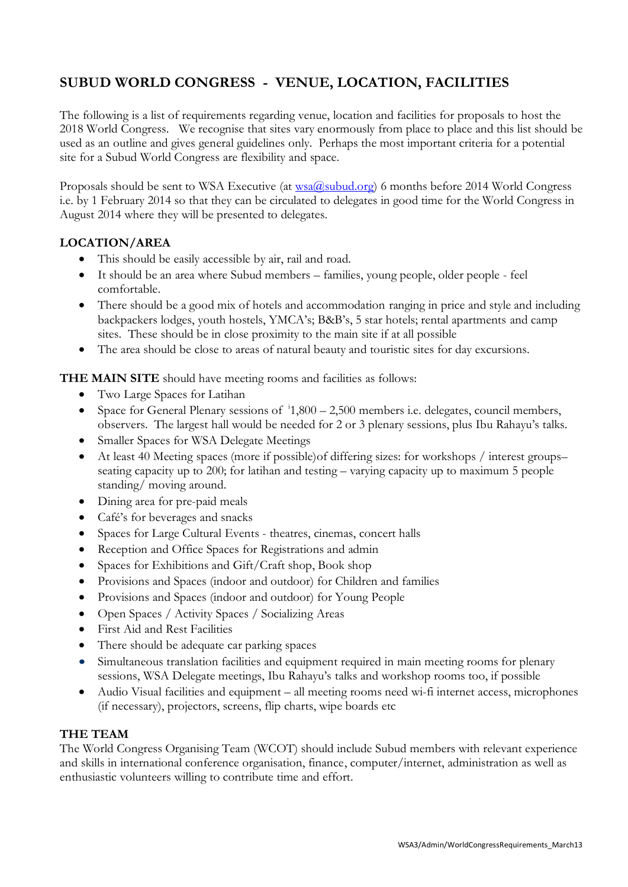# SUBUD WORLD CONGRESS - VENUE, LOCATION, FACILITIES

The following is a list of requirements regarding venue, location and facilities for proposals to host the 2018 World Congress. We recognise that sites vary enormously from place to place and this list should be used as an outline and gives general guidelines only. Perhaps the most important criteria for a potential site for a Subud World Congress are flexibility and space.

Proposals should be sent to WSA Executive (at wsa@subud.org) 6 months before 2014 World Congress i.e. by 1 February 2014 so that they can be circulated to delegates in good time for the World Congress in August 2014 where they will be presented to delegates.

## LOCATION/AREA

- This should be easily accessible by air, rail and road.
- It should be an area where Subud members – families, young people, older people - feel comfortable.
- There should be a good mix of hotels and accommodation ranging in price and style and including backpackers lodges, youth hostels, YMCA's; B&B's, 5 star hotels; rental apartments and camp sites. These should be in close proximity to the main site if at all possible
- The area should be close to areas of natural beauty and touristic sites for day excursions.

**THE MAIN SITE** should have meeting rooms and facilities as follows:

- Two Large Spaces for Latihan
- Space for General Plenary sessions of [i]1,800 – 2,500 members i.e. delegates, council members, observers. The largest hall would be needed for 2 or 3 plenary sessions, plus Ibu Rahayu's talks.
- Smaller Spaces for WSA Delegate Meetings
- At least 40 Meeting spaces (more if possible)of differing sizes: for workshops / interest groups– seating capacity up to 200; for latihan and testing – varying capacity up to maximum 5 people standing/ moving around.
- Dining area for pre-paid meals
- Café's for beverages and snacks
- Spaces for Large Cultural Events - theatres, cinemas, concert halls
- Reception and Office Spaces for Registrations and admin
- Spaces for Exhibitions and Gift/Craft shop, Book shop
- Provisions and Spaces (indoor and outdoor) for Children and families
- Provisions and Spaces (indoor and outdoor) for Young People
- Open Spaces / Activity Spaces / Socializing Areas
- First Aid and Rest Facilities
- There should be adequate car parking spaces
- Simultaneous translation facilities and equipment required in main meeting rooms for plenary sessions, WSA Delegate meetings, Ibu Rahayu's talks and workshop rooms too, if possible
- Audio Visual facilities and equipment – all meeting rooms need wi-fi internet access, microphones (if necessary), projectors, screens, flip charts, wipe boards etc

## THE TEAM

The World Congress Organising Team (WCOT) should include Subud members with relevant experience and skills in international conference organisation, finance, computer/internet, administration as well as enthusiastic volunteers willing to contribute time and effort.

WSA3/Admin/WorldCongressRequirements_March13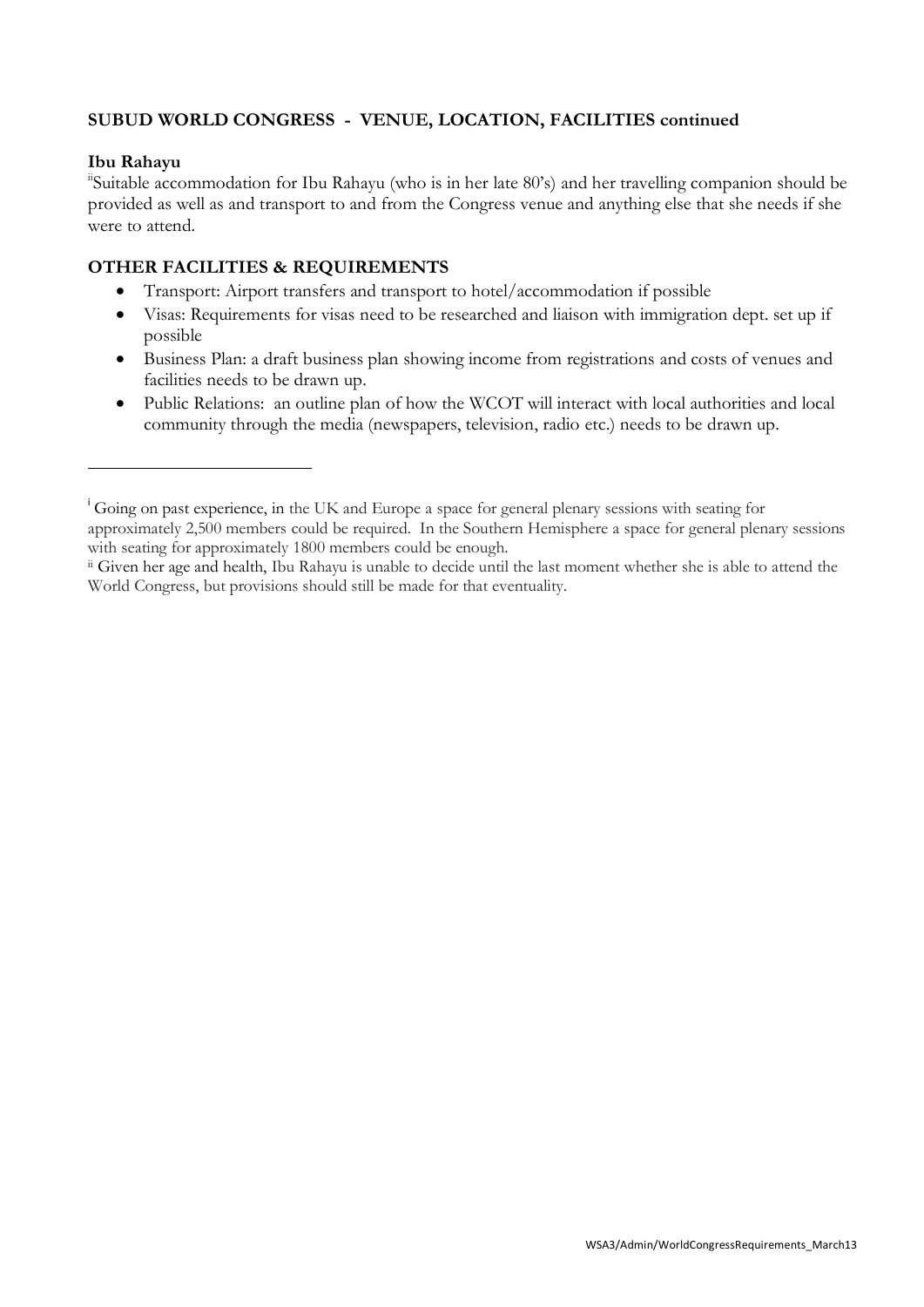**SUBUD WORLD CONGRESS - VENUE, LOCATION, FACILITIES continued**

**Ibu Rahayu**

[ii]Suitable accommodation for Ibu Rahayu (who is in her late 80's) and her travelling companion should be provided as well as and transport to and from the Congress venue and anything else that she needs if she were to attend.

**OTHER FACILITIES & REQUIREMENTS**

- Transport: Airport transfers and transport to hotel/accommodation if possible
- Visas: Requirements for visas need to be researched and liaison with immigration dept. set up if possible
- Business Plan: a draft business plan showing income from registrations and costs of venues and facilities needs to be drawn up.
- Public Relations: an outline plan of how the WCOT will interact with local authorities and local community through the media (newspapers, television, radio etc.) needs to be drawn up.

---

[i] Going on past experience, in the UK and Europe a space for general plenary sessions with seating for approximately 2,500 members could be required. In the Southern Hemisphere a space for general plenary sessions with seating for approximately 1800 members could be enough.

[ii] Given her age and health, Ibu Rahayu is unable to decide until the last moment whether she is able to attend the World Congress, but provisions should still be made for that eventuality.

WSA3/Admin/WorldCongressRequirements_March13